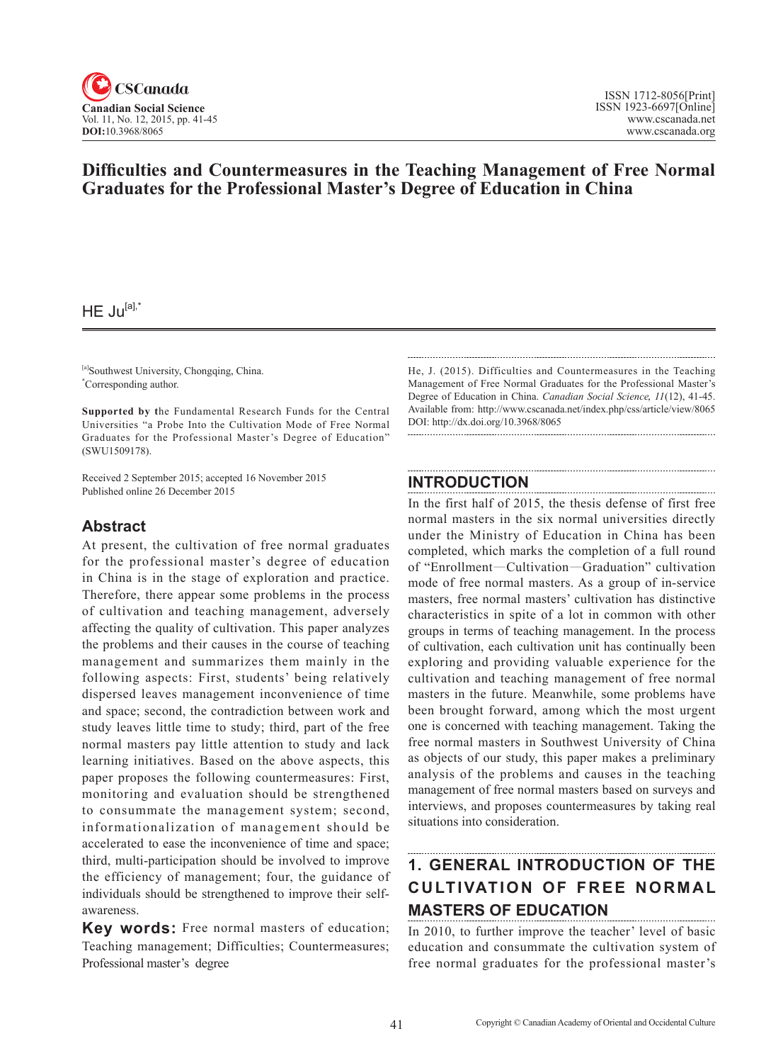# Difficulties and Countermeasures in the Teaching Management of Free Normal Graduates for the Professional Master's Degree of Education in China

HE Ju[a],*

[a]Southwest University, Chongqing, China.
*Corresponding author.

**Supported by t**he Fundamental Research Funds for the Central Universities "a Probe Into the Cultivation Mode of Free Normal Graduates for the Professional Master's Degree of Education" (SWU1509178).

Received 2 September 2015; accepted 16 November 2015
Published online 26 December 2015

## Abstract

At present, the cultivation of free normal graduates for the professional master's degree of education in China is in the stage of exploration and practice. Therefore, there appear some problems in the process of cultivation and teaching management, adversely affecting the quality of cultivation. This paper analyzes the problems and their causes in the course of teaching management and summarizes them mainly in the following aspects: First, students' being relatively dispersed leaves management inconvenience of time and space; second, the contradiction between work and study leaves little time to study; third, part of the free normal masters pay little attention to study and lack learning initiatives. Based on the above aspects, this paper proposes the following countermeasures: First, monitoring and evaluation should be strengthened to consummate the management system; second, informationalization of management should be accelerated to ease the inconvenience of time and space; third, multi-participation should be involved to improve the efficiency of management; four, the guidance of individuals should be strengthened to improve their self-awareness.

**Key words:** Free normal masters of education; Teaching management; Difficulties; Countermeasures; Professional master's degree

He, J. (2015). Difficulties and Countermeasures in the Teaching Management of Free Normal Graduates for the Professional Master's Degree of Education in China. *Canadian Social Science, 11*(12), 41-45. Available from: http://www.cscanada.net/index.php/css/article/view/8065 DOI: http://dx.doi.org/10.3968/8065

## INTRODUCTION

In the first half of 2015, the thesis defense of first free normal masters in the six normal universities directly under the Ministry of Education in China has been completed, which marks the completion of a full round of "Enrollment—Cultivation—Graduation" cultivation mode of free normal masters. As a group of in-service masters, free normal masters' cultivation has distinctive characteristics in spite of a lot in common with other groups in terms of teaching management. In the process of cultivation, each cultivation unit has continually been exploring and providing valuable experience for the cultivation and teaching management of free normal masters in the future. Meanwhile, some problems have been brought forward, among which the most urgent one is concerned with teaching management. Taking the free normal masters in Southwest University of China as objects of our study, this paper makes a preliminary analysis of the problems and causes in the teaching management of free normal masters based on surveys and interviews, and proposes countermeasures by taking real situations into consideration.

## 1. GENERAL INTRODUCTION OF THE CULTIVATION OF FREE NORMAL MASTERS OF EDUCATION

In 2010, to further improve the teacher' level of basic education and consummate the cultivation system of free normal graduates for the professional master's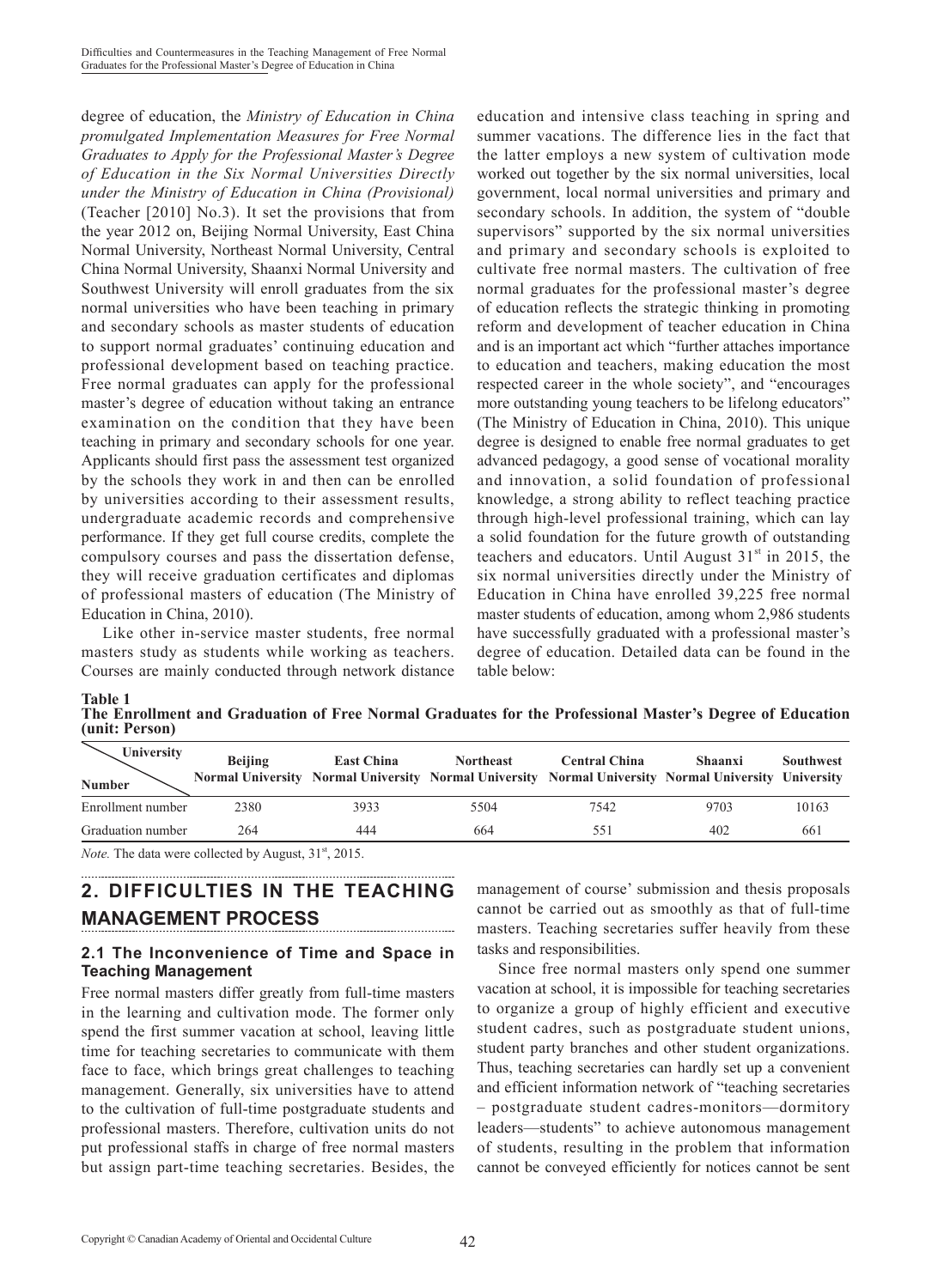degree of education, the *Ministry of Education in China promulgated Implementation Measures for Free Normal Graduates to Apply for the Professional Master's Degree of Education in the Six Normal Universities Directly under the Ministry of Education in China (Provisional)* (Teacher [2010] No.3). It set the provisions that from the year 2012 on, Beijing Normal University, East China Normal University, Northeast Normal University, Central China Normal University, Shaanxi Normal University and Southwest University will enroll graduates from the six normal universities who have been teaching in primary and secondary schools as master students of education to support normal graduates' continuing education and professional development based on teaching practice. Free normal graduates can apply for the professional master's degree of education without taking an entrance examination on the condition that they have been teaching in primary and secondary schools for one year. Applicants should first pass the assessment test organized by the schools they work in and then can be enrolled by universities according to their assessment results, undergraduate academic records and comprehensive performance. If they get full course credits, complete the compulsory courses and pass the dissertation defense, they will receive graduation certificates and diplomas of professional masters of education (The Ministry of Education in China, 2010).

Like other in-service master students, free normal masters study as students while working as teachers. Courses are mainly conducted through network distance education and intensive class teaching in spring and summer vacations. The difference lies in the fact that the latter employs a new system of cultivation mode worked out together by the six normal universities, local government, local normal universities and primary and secondary schools. In addition, the system of "double supervisors" supported by the six normal universities and primary and secondary schools is exploited to cultivate free normal masters. The cultivation of free normal graduates for the professional master's degree of education reflects the strategic thinking in promoting reform and development of teacher education in China and is an important act which "further attaches importance to education and teachers, making education the most respected career in the whole society", and "encourages more outstanding young teachers to be lifelong educators" (The Ministry of Education in China, 2010). This unique degree is designed to enable free normal graduates to get advanced pedagogy, a good sense of vocational morality and innovation, a solid foundation of professional knowledge, a strong ability to reflect teaching practice through high-level professional training, which can lay a solid foundation for the future growth of outstanding teachers and educators. Until August 31st in 2015, the six normal universities directly under the Ministry of Education in China have enrolled 39,225 free normal master students of education, among whom 2,986 students have successfully graduated with a professional master's degree of education. Detailed data can be found in the table below:

**Table 1**
**The Enrollment and Graduation of Free Normal Graduates for the Professional Master's Degree of Education (unit: Person)**

| Number \ University | Beijing Normal University | East China Normal University | Northeast Normal University | Central China Normal University | Shaanxi Normal University | Southwest University |
|---|---|---|---|---|---|---|
| Enrollment number | 2380 | 3933 | 5504 | 7542 | 9703 | 10163 |
| Graduation number | 264 | 444 | 664 | 551 | 402 | 661 |

*Note.* The data were collected by August, 31st, 2015.

## 2. DIFFICULTIES IN THE TEACHING MANAGEMENT PROCESS

### 2.1 The Inconvenience of Time and Space in Teaching Management

Free normal masters differ greatly from full-time masters in the learning and cultivation mode. The former only spend the first summer vacation at school, leaving little time for teaching secretaries to communicate with them face to face, which brings great challenges to teaching management. Generally, six universities have to attend to the cultivation of full-time postgraduate students and professional masters. Therefore, cultivation units do not put professional staffs in charge of free normal masters but assign part-time teaching secretaries. Besides, the management of course' submission and thesis proposals cannot be carried out as smoothly as that of full-time masters. Teaching secretaries suffer heavily from these tasks and responsibilities.

Since free normal masters only spend one summer vacation at school, it is impossible for teaching secretaries to organize a group of highly efficient and executive student cadres, such as postgraduate student unions, student party branches and other student organizations. Thus, teaching secretaries can hardly set up a convenient and efficient information network of "teaching secretaries – postgraduate student cadres-monitors—dormitory leaders—students" to achieve autonomous management of students, resulting in the problem that information cannot be conveyed efficiently for notices cannot be sent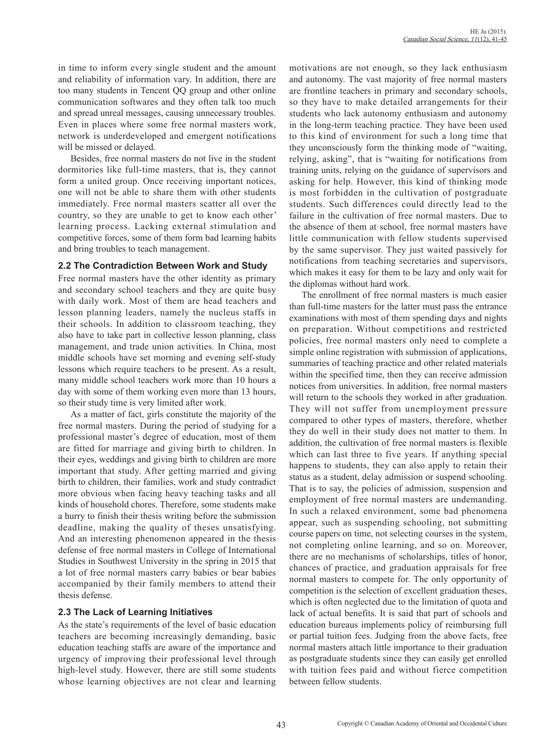in time to inform every single student and the amount and reliability of information vary. In addition, there are too many students in Tencent QQ group and other online communication softwares and they often talk too much and spread unreal messages, causing unnecessary troubles. Even in places where some free normal masters work, network is underdeveloped and emergent notifications will be missed or delayed.

Besides, free normal masters do not live in the student dormitories like full-time masters, that is, they cannot form a united group. Once receiving important notices, one will not be able to share them with other students immediately. Free normal masters scatter all over the country, so they are unable to get to know each other' learning process. Lacking external stimulation and competitive forces, some of them form bad learning habits and bring troubles to teach management.

### 2.2 The Contradiction Between Work and Study

Free normal masters have the other identity as primary and secondary school teachers and they are quite busy with daily work. Most of them are head teachers and lesson planning leaders, namely the nucleus staffs in their schools. In addition to classroom teaching, they also have to take part in collective lesson planning, class management, and trade union activities. In China, most middle schools have set morning and evening self-study lessons which require teachers to be present. As a result, many middle school teachers work more than 10 hours a day with some of them working even more than 13 hours, so their study time is very limited after work.

As a matter of fact, girls constitute the majority of the free normal masters. During the period of studying for a professional master's degree of education, most of them are fitted for marriage and giving birth to children. In their eyes, weddings and giving birth to children are more important that study. After getting married and giving birth to children, their families, work and study contradict more obvious when facing heavy teaching tasks and all kinds of household chores. Therefore, some students make a hurry to finish their thesis writing before the submission deadline, making the quality of theses unsatisfying. And an interesting phenomenon appeared in the thesis defense of free normal masters in College of International Studies in Southwest University in the spring in 2015 that a lot of free normal masters carry babies or bear babies accompanied by their family members to attend their thesis defense.

### 2.3 The Lack of Learning Initiatives

As the state's requirements of the level of basic education teachers are becoming increasingly demanding, basic education teaching staffs are aware of the importance and urgency of improving their professional level through high-level study. However, there are still some students whose learning objectives are not clear and learning motivations are not enough, so they lack enthusiasm and autonomy. The vast majority of free normal masters are frontline teachers in primary and secondary schools, so they have to make detailed arrangements for their students who lack autonomy enthusiasm and autonomy in the long-term teaching practice. They have been used to this kind of environment for such a long time that they unconsciously form the thinking mode of "waiting, relying, asking", that is "waiting for notifications from training units, relying on the guidance of supervisors and asking for help. However, this kind of thinking mode is most forbidden in the cultivation of postgraduate students. Such differences could directly lead to the failure in the cultivation of free normal masters. Due to the absence of them at school, free normal masters have little communication with fellow students supervised by the same supervisor. They just waited passively for notifications from teaching secretaries and supervisors, which makes it easy for them to be lazy and only wait for the diplomas without hard work.

The enrollment of free normal masters is much easier than full-time masters for the latter must pass the entrance examinations with most of them spending days and nights on preparation. Without competitions and restricted policies, free normal masters only need to complete a simple online registration with submission of applications, summaries of teaching practice and other related materials within the specified time, then they can receive admission notices from universities. In addition, free normal masters will return to the schools they worked in after graduation. They will not suffer from unemployment pressure compared to other types of masters, therefore, whether they do well in their study does not matter to them. In addition, the cultivation of free normal masters is flexible which can last three to five years. If anything special happens to students, they can also apply to retain their status as a student, delay admission or suspend schooling. That is to say, the policies of admission, suspension and employment of free normal masters are undemanding. In such a relaxed environment, some bad phenomena appear, such as suspending schooling, not submitting course papers on time, not selecting courses in the system, not completing online learning, and so on. Moreover, there are no mechanisms of scholarships, titles of honor, chances of practice, and graduation appraisals for free normal masters to compete for. The only opportunity of competition is the selection of excellent graduation theses, which is often neglected due to the limitation of quota and lack of actual benefits. It is said that part of schools and education bureaus implements policy of reimbursing full or partial tuition fees. Judging from the above facts, free normal masters attach little importance to their graduation as postgraduate students since they can easily get enrolled with tuition fees paid and without fierce competition between fellow students.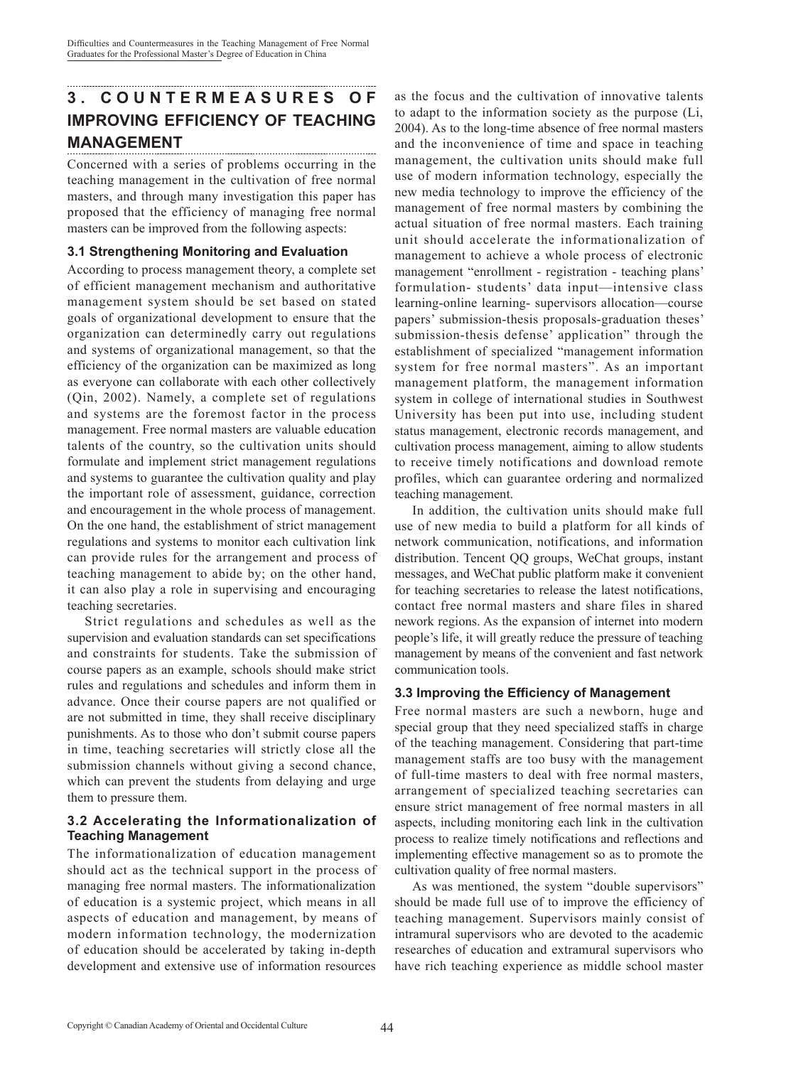## 3. COUNTERMEASURES OF IMPROVING EFFICIENCY OF TEACHING MANAGEMENT

Concerned with a series of problems occurring in the teaching management in the cultivation of free normal masters, and through many investigation this paper has proposed that the efficiency of managing free normal masters can be improved from the following aspects:

### 3.1 Strengthening Monitoring and Evaluation

According to process management theory, a complete set of efficient management mechanism and authoritative management system should be set based on stated goals of organizational development to ensure that the organization can determinedly carry out regulations and systems of organizational management, so that the efficiency of the organization can be maximized as long as everyone can collaborate with each other collectively (Qin, 2002). Namely, a complete set of regulations and systems are the foremost factor in the process management. Free normal masters are valuable education talents of the country, so the cultivation units should formulate and implement strict management regulations and systems to guarantee the cultivation quality and play the important role of assessment, guidance, correction and encouragement in the whole process of management. On the one hand, the establishment of strict management regulations and systems to monitor each cultivation link can provide rules for the arrangement and process of teaching management to abide by; on the other hand, it can also play a role in supervising and encouraging teaching secretaries.

Strict regulations and schedules as well as the supervision and evaluation standards can set specifications and constraints for students. Take the submission of course papers as an example, schools should make strict rules and regulations and schedules and inform them in advance. Once their course papers are not qualified or are not submitted in time, they shall receive disciplinary punishments. As to those who don't submit course papers in time, teaching secretaries will strictly close all the submission channels without giving a second chance, which can prevent the students from delaying and urge them to pressure them.

### 3.2 Accelerating the Informationalization of Teaching Management

The informationalization of education management should act as the technical support in the process of managing free normal masters. The informationalization of education is a systemic project, which means in all aspects of education and management, by means of modern information technology, the modernization of education should be accelerated by taking in-depth development and extensive use of information resources as the focus and the cultivation of innovative talents to adapt to the information society as the purpose (Li, 2004). As to the long-time absence of free normal masters and the inconvenience of time and space in teaching management, the cultivation units should make full use of modern information technology, especially the new media technology to improve the efficiency of the management of free normal masters by combining the actual situation of free normal masters. Each training unit should accelerate the informationalization of management to achieve a whole process of electronic management "enrollment - registration - teaching plans' formulation- students' data input—intensive class learning-online learning- supervisors allocation—course papers' submission-thesis proposals-graduation theses' submission-thesis defense' application" through the establishment of specialized "management information system for free normal masters". As an important management platform, the management information system in college of international studies in Southwest University has been put into use, including student status management, electronic records management, and cultivation process management, aiming to allow students to receive timely notifications and download remote profiles, which can guarantee ordering and normalized teaching management.

In addition, the cultivation units should make full use of new media to build a platform for all kinds of network communication, notifications, and information distribution. Tencent QQ groups, WeChat groups, instant messages, and WeChat public platform make it convenient for teaching secretaries to release the latest notifications, contact free normal masters and share files in shared nework regions. As the expansion of internet into modern people's life, it will greatly reduce the pressure of teaching management by means of the convenient and fast network communication tools.

### 3.3 Improving the Efficiency of Management

Free normal masters are such a newborn, huge and special group that they need specialized staffs in charge of the teaching management. Considering that part-time management staffs are too busy with the management of full-time masters to deal with free normal masters, arrangement of specialized teaching secretaries can ensure strict management of free normal masters in all aspects, including monitoring each link in the cultivation process to realize timely notifications and reflections and implementing effective management so as to promote the cultivation quality of free normal masters.

As was mentioned, the system "double supervisors" should be made full use of to improve the efficiency of teaching management. Supervisors mainly consist of intramural supervisors who are devoted to the academic researches of education and extramural supervisors who have rich teaching experience as middle school master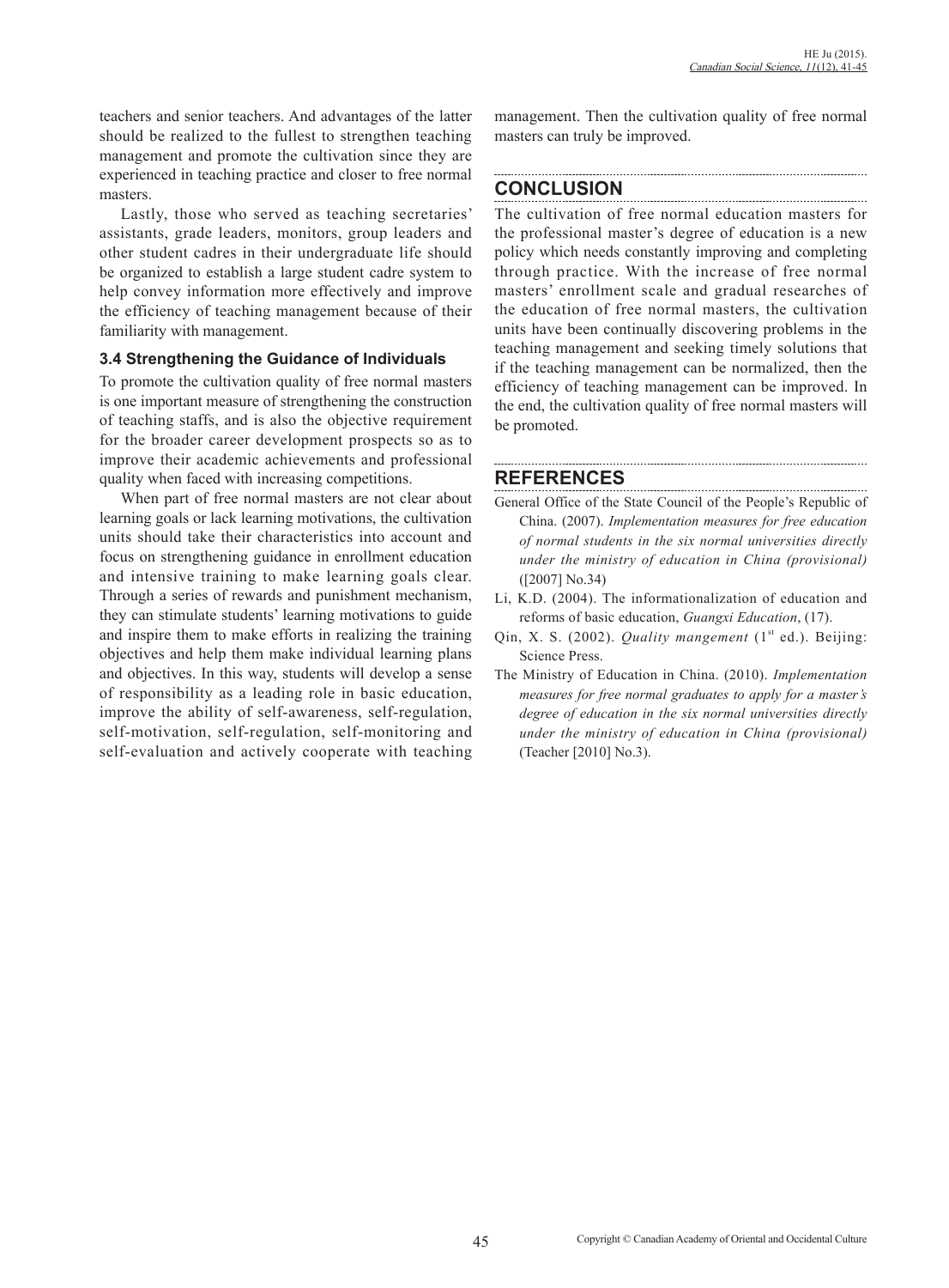teachers and senior teachers. And advantages of the latter should be realized to the fullest to strengthen teaching management and promote the cultivation since they are experienced in teaching practice and closer to free normal masters.

Lastly, those who served as teaching secretaries' assistants, grade leaders, monitors, group leaders and other student cadres in their undergraduate life should be organized to establish a large student cadre system to help convey information more effectively and improve the efficiency of teaching management because of their familiarity with management.

### 3.4 Strengthening the Guidance of Individuals

To promote the cultivation quality of free normal masters is one important measure of strengthening the construction of teaching staffs, and is also the objective requirement for the broader career development prospects so as to improve their academic achievements and professional quality when faced with increasing competitions.

When part of free normal masters are not clear about learning goals or lack learning motivations, the cultivation units should take their characteristics into account and focus on strengthening guidance in enrollment education and intensive training to make learning goals clear. Through a series of rewards and punishment mechanism, they can stimulate students' learning motivations to guide and inspire them to make efforts in realizing the training objectives and help them make individual learning plans and objectives. In this way, students will develop a sense of responsibility as a leading role in basic education, improve the ability of self-awareness, self-regulation, self-motivation, self-regulation, self-monitoring and self-evaluation and actively cooperate with teaching management. Then the cultivation quality of free normal masters can truly be improved.

## CONCLUSION

The cultivation of free normal education masters for the professional master's degree of education is a new policy which needs constantly improving and completing through practice. With the increase of free normal masters' enrollment scale and gradual researches of the education of free normal masters, the cultivation units have been continually discovering problems in the teaching management and seeking timely solutions that if the teaching management can be normalized, then the efficiency of teaching management can be improved. In the end, the cultivation quality of free normal masters will be promoted.

## REFERENCES

General Office of the State Council of the People's Republic of China. (2007). *Implementation measures for free education of normal students in the six normal universities directly under the ministry of education in China (provisional)* ([2007] No.34)

Li, K.D. (2004). The informationalization of education and reforms of basic education, *Guangxi Education*, (17).

Qin, X. S. (2002). *Quality mangement* (1st ed.). Beijing: Science Press.

The Ministry of Education in China. (2010). *Implementation measures for free normal graduates to apply for a master's degree of education in the six normal universities directly under the ministry of education in China (provisional)* (Teacher [2010] No.3).